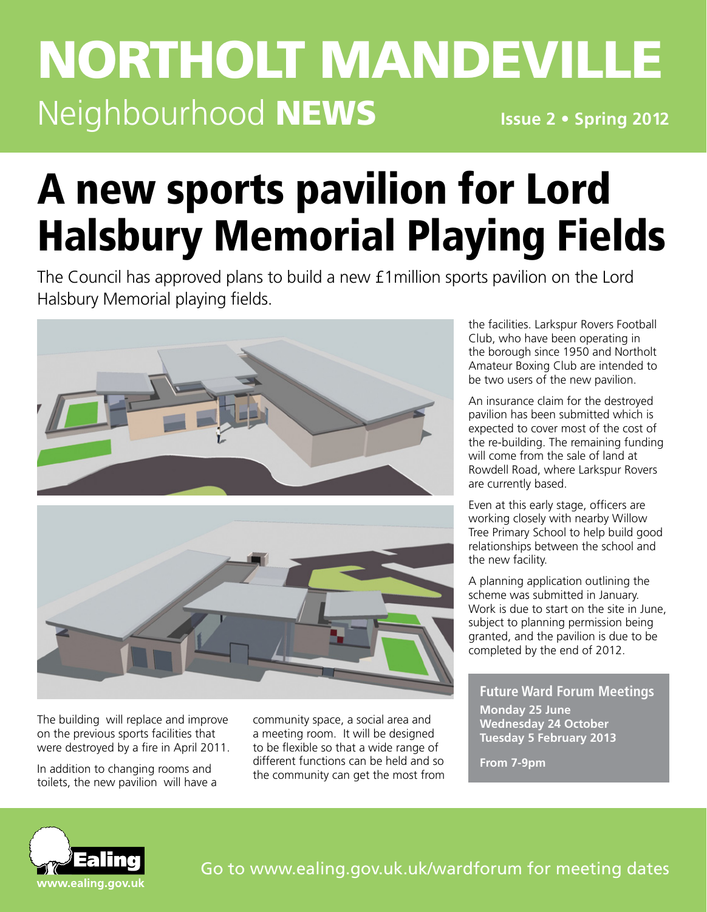# NORTHOLT MANDEVILLE

Neighbourhood **NEWS** **Issue 2 • Spring 2012**

# A new sports pavilion for Lord Halsbury Memorial Playing Fields

The Council has approved plans to build a new £1million sports pavilion on the Lord Halsbury Memorial playing fields.

The building will replace and improve on the previous sports facilities that were destroyed by a fire in April 2011.

In addition to changing rooms and toilets, the new pavilion will have a community space, a social area and a meeting room. It will be designed to be flexible so that a wide range of different functions can be held and so the community can get the most from the facilities. Larkspur Rovers Football Club, who have been operating in the borough since 1950 and Northolt Amateur Boxing Club are intended to be two users of the new pavilion.

An insurance claim for the destroyed pavilion has been submitted which is expected to cover most of the cost of the re-building. The remaining funding will come from the sale of land at Rowdell Road, where Larkspur Rovers are currently based.

Even at this early stage, officers are working closely with nearby Willow Tree Primary School to help build good relationships between the school and the new facility.

A planning application outlining the scheme was submitted in January. Work is due to start on the site in June, subject to planning permission being granted, and the pavilion is due to be completed by the end of 2012.

### Future Ward Forum Meetings

**Monday 25 June**
**Wednesday 24 October**
**Tuesday 5 February 2013**

**From 7-9pm**

Ealing
www.ealing.gov.uk

Go to www.ealing.gov.uk/wardforum for meeting dates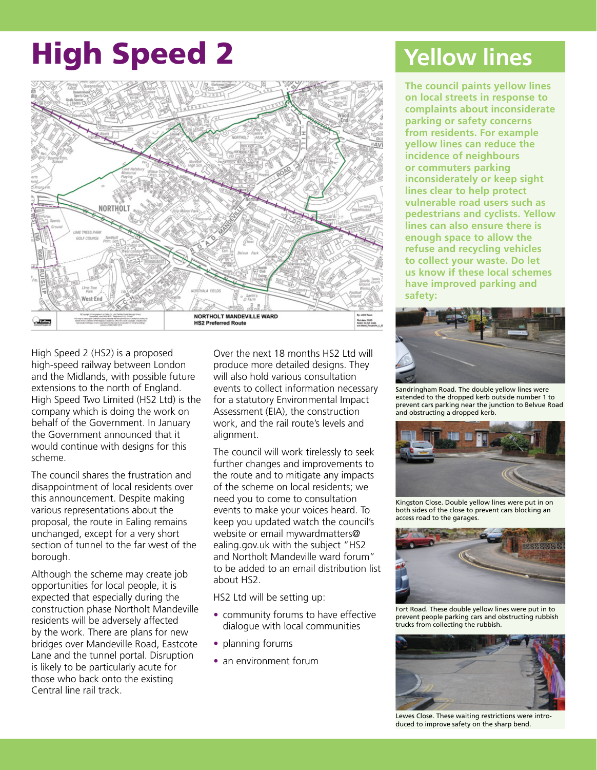# High Speed 2

NORTHOLT MANDEVILLE WARD
HS2 Preferred Route

High Speed 2 (HS2) is a proposed high-speed railway between London and the Midlands, with possible future extensions to the north of England. High Speed Two Limited (HS2 Ltd) is the company which is doing the work on behalf of the Government. In January the Government announced that it would continue with designs for this scheme.

The council shares the frustration and disappointment of local residents over this announcement. Despite making various representations about the proposal, the route in Ealing remains unchanged, except for a very short section of tunnel to the far west of the borough.

Although the scheme may create job opportunities for local people, it is expected that especially during the construction phase Northolt Mandeville residents will be adversely affected by the work. There are plans for new bridges over Mandeville Road, Eastcote Lane and the tunnel portal. Disruption is likely to be particularly acute for those who back onto the existing Central line rail track.

Over the next 18 months HS2 Ltd will produce more detailed designs. They will also hold various consultation events to collect information necessary for a statutory Environmental Impact Assessment (EIA), the construction work, and the rail route's levels and alignment.

The council will work tirelessly to seek further changes and improvements to the route and to mitigate any impacts of the scheme on local residents; we need you to come to consultation events to make your voices heard. To keep you updated watch the council's website or email mywardmatters@ealing.gov.uk with the subject "HS2 and Northolt Mandeville ward forum" to be added to an email distribution list about HS2.

HS2 Ltd will be setting up:

- community forums to have effective dialogue with local communities
- planning forums
- an environment forum

# Yellow lines

**The council paints yellow lines on local streets in response to complaints about inconsiderate parking or safety concerns from residents. For example yellow lines can reduce the incidence of neighbours or commuters parking inconsiderately or keep sight lines clear to help protect vulnerable road users such as pedestrians and cyclists. Yellow lines can also ensure there is enough space to allow the refuse and recycling vehicles to collect your waste. Do let us know if these local schemes have improved parking and safety:**

Sandringham Road. The double yellow lines were extended to the dropped kerb outside number 1 to prevent cars parking near the junction to Belvue Road and obstructing a dropped kerb.

Kingston Close. Double yellow lines were put in on both sides of the close to prevent cars blocking an access road to the garages.

Fort Road. These double yellow lines were put in to prevent people parking cars and obstructing rubbish trucks from collecting the rubbish.

Lewes Close. These waiting restrictions were introduced to improve safety on the sharp bend.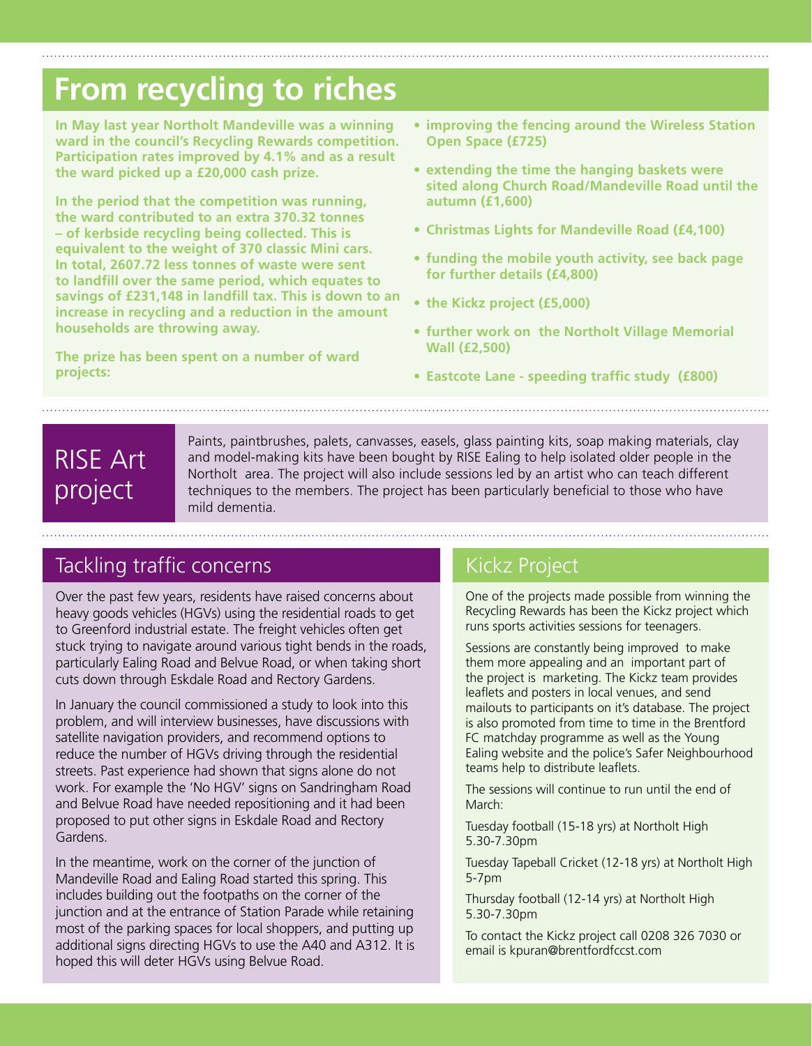# From recycling to riches

**In May last year Northolt Mandeville was a winning ward in the council's Recycling Rewards competition. Participation rates improved by 4.1% and as a result the ward picked up a £20,000 cash prize.**

**In the period that the competition was running, the ward contributed to an extra 370.32 tonnes – of kerbside recycling being collected. This is equivalent to the weight of 370 classic Mini cars. In total, 2607.72 less tonnes of waste were sent to landfill over the same period, which equates to savings of £231,148 in landfill tax. This is down to an increase in recycling and a reduction in the amount households are throwing away.**

**The prize has been spent on a number of ward projects:**

- **improving the fencing around the Wireless Station Open Space (£725)**
- **extending the time the hanging baskets were sited along Church Road/Mandeville Road until the autumn (£1,600)**
- **Christmas Lights for Mandeville Road (£4,100)**
- **funding the mobile youth activity, see back page for further details (£4,800)**
- **the Kickz project (£5,000)**
- **further work on the Northolt Village Memorial Wall (£2,500)**
- **Eastcote Lane - speeding traffic study (£800)**

## RISE Art project

Paints, paintbrushes, palets, canvasses, easels, glass painting kits, soap making materials, clay and model-making kits have been bought by RISE Ealing to help isolated older people in the Northolt area. The project will also include sessions led by an artist who can teach different techniques to the members. The project has been particularly beneficial to those who have mild dementia.

## Tackling traffic concerns

Over the past few years, residents have raised concerns about heavy goods vehicles (HGVs) using the residential roads to get to Greenford industrial estate. The freight vehicles often get stuck trying to navigate around various tight bends in the roads, particularly Ealing Road and Belvue Road, or when taking short cuts down through Eskdale Road and Rectory Gardens.

In January the council commissioned a study to look into this problem, and will interview businesses, have discussions with satellite navigation providers, and recommend options to reduce the number of HGVs driving through the residential streets. Past experience had shown that signs alone do not work. For example the 'No HGV' signs on Sandringham Road and Belvue Road have needed repositioning and it had been proposed to put other signs in Eskdale Road and Rectory Gardens.

In the meantime, work on the corner of the junction of Mandeville Road and Ealing Road started this spring. This includes building out the footpaths on the corner of the junction and at the entrance of Station Parade while retaining most of the parking spaces for local shoppers, and putting up additional signs directing HGVs to use the A40 and A312. It is hoped this will deter HGVs using Belvue Road.

## Kickz Project

One of the projects made possible from winning the Recycling Rewards has been the Kickz project which runs sports activities sessions for teenagers.

Sessions are constantly being improved to make them more appealing and an important part of the project is marketing. The Kickz team provides leaflets and posters in local venues, and send mailouts to participants on it's database. The project is also promoted from time to time in the Brentford FC matchday programme as well as the Young Ealing website and the police's Safer Neighbourhood teams help to distribute leaflets.

The sessions will continue to run until the end of March:

Tuesday football (15-18 yrs) at Northolt High 5.30-7.30pm

Tuesday Tapeball Cricket (12-18 yrs) at Northolt High 5-7pm

Thursday football (12-14 yrs) at Northolt High 5.30-7.30pm

To contact the Kickz project call 0208 326 7030 or email is kpuran@brentfordfccst.com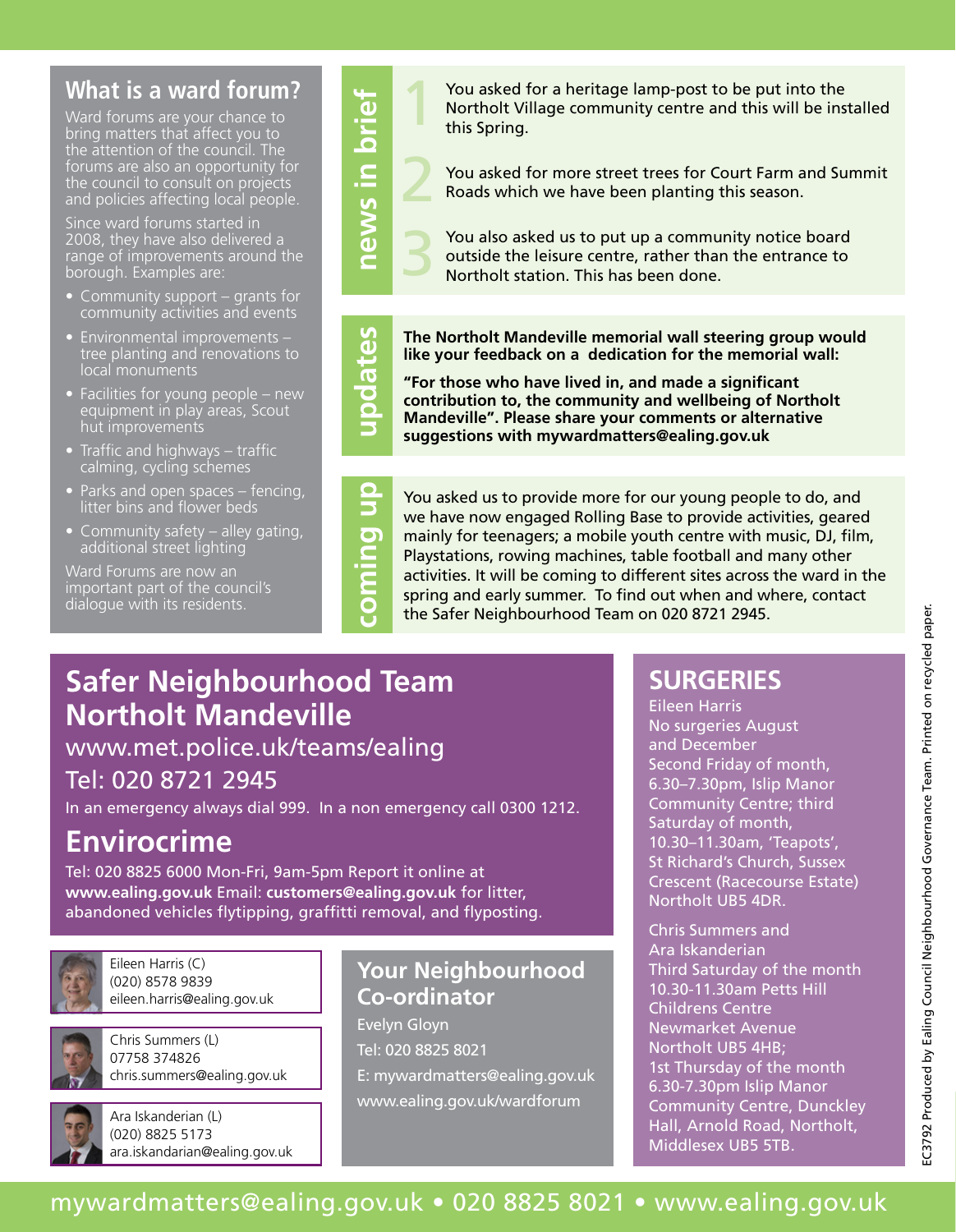## What is a ward forum?

Ward forums are your chance to bring matters that affect you to the attention of the council. The forums are also an opportunity for the council to consult on projects and policies affecting local people.

Since ward forums started in 2008, they have also delivered a range of improvements around the borough. Examples are:

- Community support – grants for community activities and events
- Environmental improvements – tree planting and renovations to local monuments
- Facilities for young people – new equipment in play areas, Scout hut improvements
- Traffic and highways – traffic calming, cycling schemes
- Parks and open spaces – fencing, litter bins and flower beds
- Community safety – alley gating, additional street lighting

Ward Forums are now an important part of the council's dialogue with its residents.

## news in brief

1. You asked for a heritage lamp-post to be put into the Northolt Village community centre and this will be installed this Spring.
2. You asked for more street trees for Court Farm and Summit Roads which we have been planting this season.
3. You also asked us to put up a community notice board outside the leisure centre, rather than the entrance to Northolt station. This has been done.

## updates

**The Northolt Mandeville memorial wall steering group would like your feedback on a dedication for the memorial wall:**

**"For those who have lived in, and made a significant contribution to, the community and wellbeing of Northolt Mandeville". Please share your comments or alternative suggestions with mywardmatters@ealing.gov.uk**

## coming up

You asked us to provide more for our young people to do, and we have now engaged Rolling Base to provide activities, geared mainly for teenagers; a mobile youth centre with music, DJ, film, Playstations, rowing machines, table football and many other activities. It will be coming to different sites across the ward in the spring and early summer. To find out when and where, contact the Safer Neighbourhood Team on 020 8721 2945.

# Safer Neighbourhood Team Northolt Mandeville

www.met.police.uk/teams/ealing

Tel: 020 8721 2945

In an emergency always dial 999. In a non emergency call 0300 1212.

# Envirocrime

Tel: 020 8825 6000 Mon-Fri, 9am-5pm Report it online at **www.ealing.gov.uk** Email: **customers@ealing.gov.uk** for litter, abandoned vehicles flytipping, graffitti removal, and flyposting.

Eileen Harris (C)
(020) 8578 9839
eileen.harris@ealing.gov.uk

Chris Summers (L)
07758 374826
chris.summers@ealing.gov.uk

Ara Iskanderian (L)
(020) 8825 5173
ara.iskandarian@ealing.gov.uk

## Your Neighbourhood Co-ordinator

Evelyn Gloyn
Tel: 020 8825 8021
E: mywardmatters@ealing.gov.uk
www.ealing.gov.uk/wardforum

## SURGERIES

Eileen Harris
No surgeries August and December
Second Friday of month, 6.30–7.30pm, Islip Manor Community Centre; third Saturday of month, 10.30–11.30am, 'Teapots', St Richard's Church, Sussex Crescent (Racecourse Estate) Northolt UB5 4DR.

Chris Summers and Ara Iskanderian
Third Saturday of the month 10.30-11.30am Petts Hill Childrens Centre Newmarket Avenue Northolt UB5 4HB;
1st Thursday of the month 6.30-7.30pm Islip Manor Community Centre, Dunckley Hall, Arnold Road, Northolt, Middlesex UB5 5TB.

EC3792 Produced by Ealing Council Neighbourhood Governance Team. Printed on recycled paper.

mywardmatters@ealing.gov.uk • 020 8825 8021 • www.ealing.gov.uk